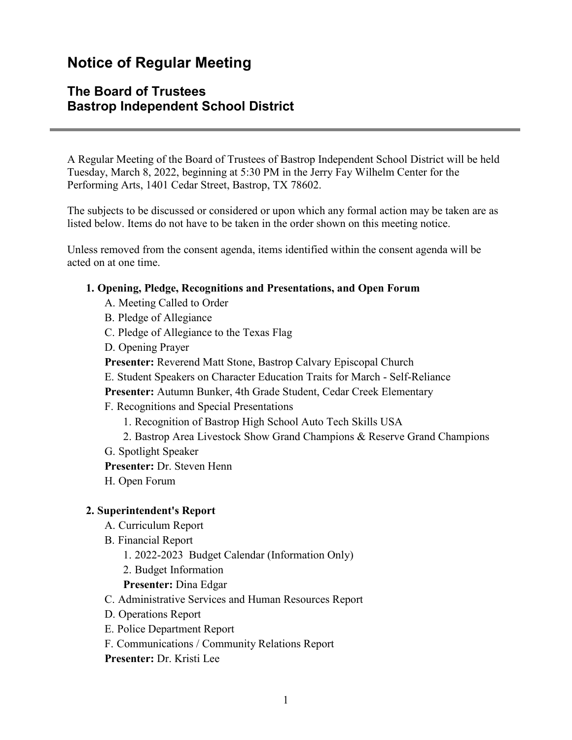# Notice of Regular Meeting

## The Board of Trustees
## Bastrop Independent School District

---

A Regular Meeting of the Board of Trustees of Bastrop Independent School District will be held Tuesday, March 8, 2022, beginning at 5:30 PM in the Jerry Fay Wilhelm Center for the Performing Arts, 1401 Cedar Street, Bastrop, TX 78602.

The subjects to be discussed or considered or upon which any formal action may be taken are as listed below. Items do not have to be taken in the order shown on this meeting notice.

Unless removed from the consent agenda, items identified within the consent agenda will be acted on at one time.

**1. Opening, Pledge, Recognitions and Presentations, and Open Forum**

A. Meeting Called to Order

B. Pledge of Allegiance

C. Pledge of Allegiance to the Texas Flag

D. Opening Prayer

**Presenter:** Reverend Matt Stone, Bastrop Calvary Episcopal Church

E. Student Speakers on Character Education Traits for March - Self-Reliance

**Presenter:** Autumn Bunker, 4th Grade Student, Cedar Creek Elementary

F. Recognitions and Special Presentations

1. Recognition of Bastrop High School Auto Tech Skills USA
2. Bastrop Area Livestock Show Grand Champions & Reserve Grand Champions

G. Spotlight Speaker

**Presenter:** Dr. Steven Henn

H. Open Forum

**2. Superintendent's Report**

A. Curriculum Report

B. Financial Report

1. 2022-2023 Budget Calendar (Information Only)
2. Budget Information

**Presenter:** Dina Edgar

C. Administrative Services and Human Resources Report

D. Operations Report

E. Police Department Report

F. Communications / Community Relations Report

**Presenter:** Dr. Kristi Lee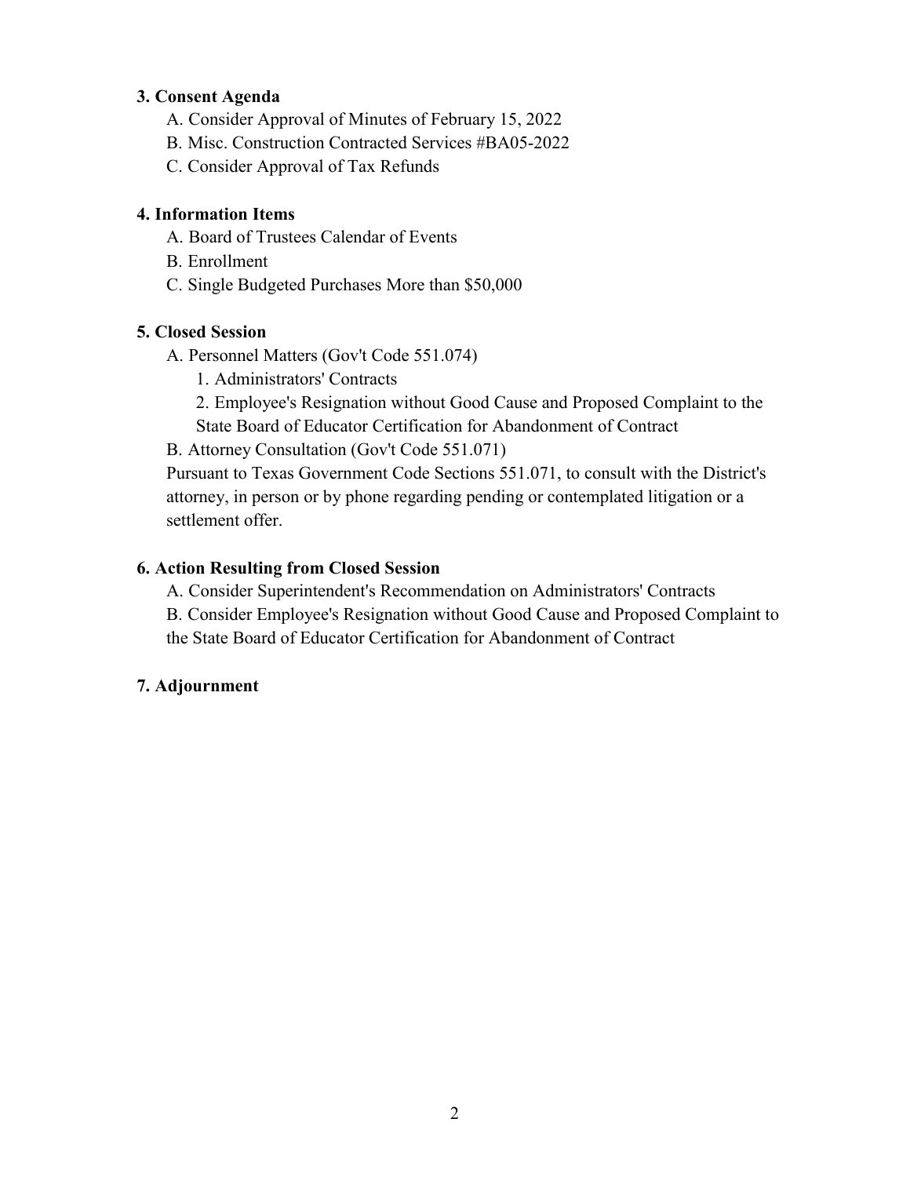**3. Consent Agenda**

A. Consider Approval of Minutes of February 15, 2022

B. Misc. Construction Contracted Services #BA05-2022

C. Consider Approval of Tax Refunds

**4. Information Items**

A. Board of Trustees Calendar of Events

B. Enrollment

C. Single Budgeted Purchases More than $50,000

**5. Closed Session**

A. Personnel Matters (Gov't Code 551.074)

1. Administrators' Contracts
2. Employee's Resignation without Good Cause and Proposed Complaint to the State Board of Educator Certification for Abandonment of Contract

B. Attorney Consultation (Gov't Code 551.071)

Pursuant to Texas Government Code Sections 551.071, to consult with the District's attorney, in person or by phone regarding pending or contemplated litigation or a settlement offer.

**6. Action Resulting from Closed Session**

A. Consider Superintendent's Recommendation on Administrators' Contracts

B. Consider Employee's Resignation without Good Cause and Proposed Complaint to the State Board of Educator Certification for Abandonment of Contract

**7. Adjournment**